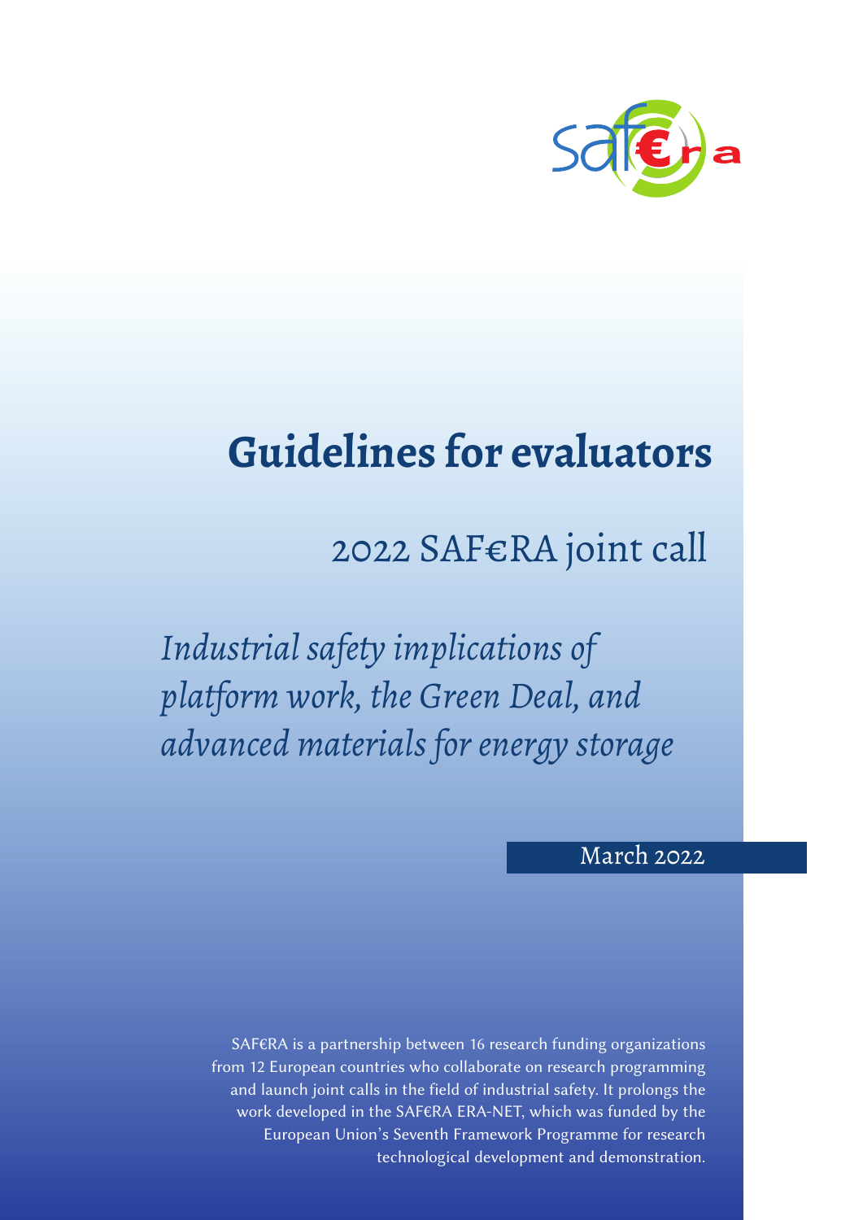# Guidelines for evaluators

## 2022 SAF€RA joint call

*Industrial safety implications of platform work, the Green Deal, and advanced materials for energy storage*

March 2022

SAF€RA is a partnership between 16 research funding organizations from 12 European countries who collaborate on research programming and launch joint calls in the field of industrial safety. It prolongs the work developed in the SAF€RA ERA-NET, which was funded by the European Union's Seventh Framework Programme for research technological development and demonstration.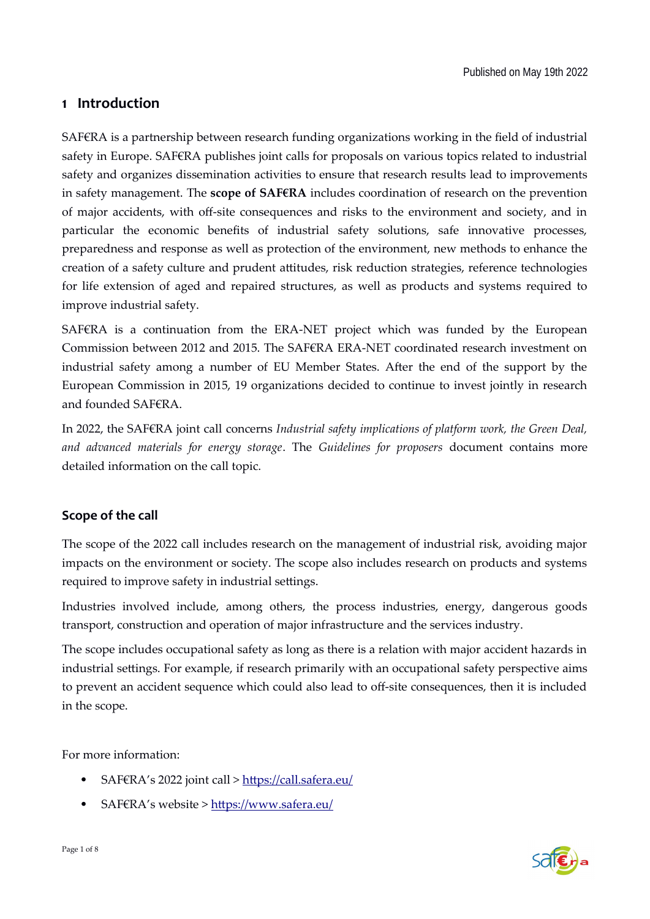Published on May 19th 2022

# 1 Introduction

SAF€RA is a partnership between research funding organizations working in the field of industrial safety in Europe. SAF€RA publishes joint calls for proposals on various topics related to industrial safety and organizes dissemination activities to ensure that research results lead to improvements in safety management. The **scope of SAF€RA** includes coordination of research on the prevention of major accidents, with off-site consequences and risks to the environment and society, and in particular the economic benefits of industrial safety solutions, safe innovative processes, preparedness and response as well as protection of the environment, new methods to enhance the creation of a safety culture and prudent attitudes, risk reduction strategies, reference technologies for life extension of aged and repaired structures, as well as products and systems required to improve industrial safety.

SAF€RA is a continuation from the ERA-NET project which was funded by the European Commission between 2012 and 2015. The SAF€RA ERA-NET coordinated research investment on industrial safety among a number of EU Member States. After the end of the support by the European Commission in 2015, 19 organizations decided to continue to invest jointly in research and founded SAF€RA.

In 2022, the SAF€RA joint call concerns *Industrial safety implications of platform work, the Green Deal, and advanced materials for energy storage*. The *Guidelines for proposers* document contains more detailed information on the call topic.

## Scope of the call

The scope of the 2022 call includes research on the management of industrial risk, avoiding major impacts on the environment or society. The scope also includes research on products and systems required to improve safety in industrial settings.

Industries involved include, among others, the process industries, energy, dangerous goods transport, construction and operation of major infrastructure and the services industry.

The scope includes occupational safety as long as there is a relation with major accident hazards in industrial settings. For example, if research primarily with an occupational safety perspective aims to prevent an accident sequence which could also lead to off-site consequences, then it is included in the scope.

For more information:

- SAF€RA's 2022 joint call > https://call.safera.eu/
- SAF€RA's website > https://www.safera.eu/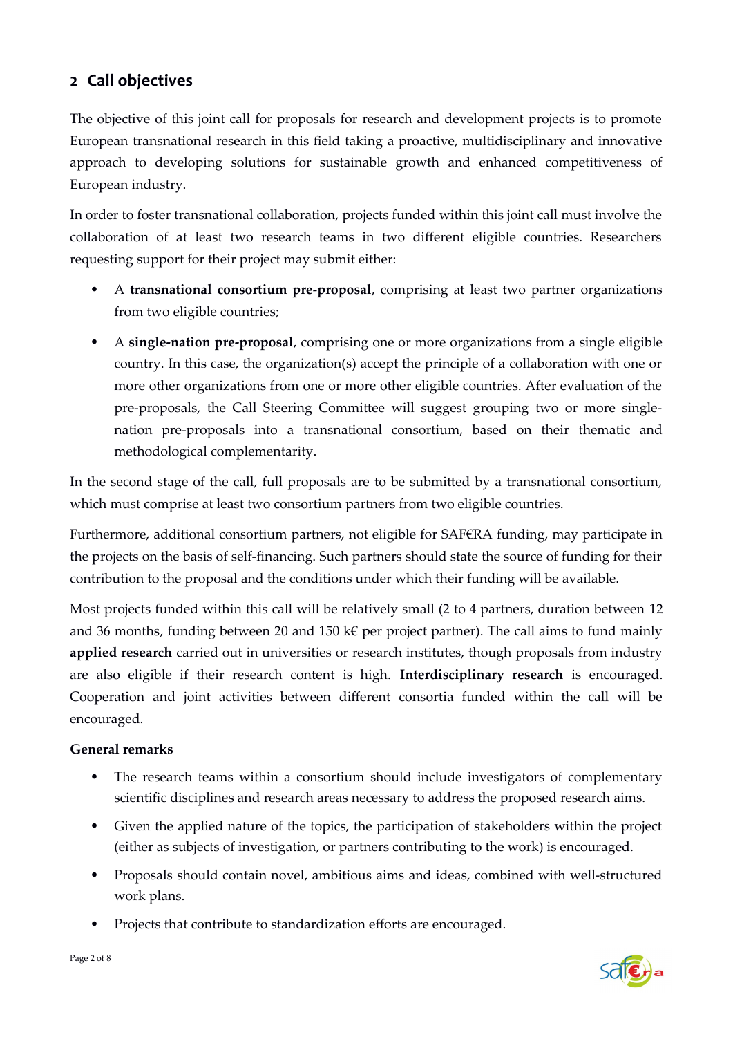## 2 Call objectives

The objective of this joint call for proposals for research and development projects is to promote European transnational research in this field taking a proactive, multidisciplinary and innovative approach to developing solutions for sustainable growth and enhanced competitiveness of European industry.

In order to foster transnational collaboration, projects funded within this joint call must involve the collaboration of at least two research teams in two different eligible countries. Researchers requesting support for their project may submit either:

- A **transnational consortium pre-proposal**, comprising at least two partner organizations from two eligible countries;
- A **single-nation pre-proposal**, comprising one or more organizations from a single eligible country. In this case, the organization(s) accept the principle of a collaboration with one or more other organizations from one or more other eligible countries. After evaluation of the pre-proposals, the Call Steering Committee will suggest grouping two or more single-nation pre-proposals into a transnational consortium, based on their thematic and methodological complementarity.

In the second stage of the call, full proposals are to be submitted by a transnational consortium, which must comprise at least two consortium partners from two eligible countries.

Furthermore, additional consortium partners, not eligible for SAF€RA funding, may participate in the projects on the basis of self-financing. Such partners should state the source of funding for their contribution to the proposal and the conditions under which their funding will be available.

Most projects funded within this call will be relatively small (2 to 4 partners, duration between 12 and 36 months, funding between 20 and 150 k€ per project partner). The call aims to fund mainly **applied research** carried out in universities or research institutes, though proposals from industry are also eligible if their research content is high. **Interdisciplinary research** is encouraged. Cooperation and joint activities between different consortia funded within the call will be encouraged.

**General remarks**

- The research teams within a consortium should include investigators of complementary scientific disciplines and research areas necessary to address the proposed research aims.
- Given the applied nature of the topics, the participation of stakeholders within the project (either as subjects of investigation, or partners contributing to the work) is encouraged.
- Proposals should contain novel, ambitious aims and ideas, combined with well-structured work plans.
- Projects that contribute to standardization efforts are encouraged.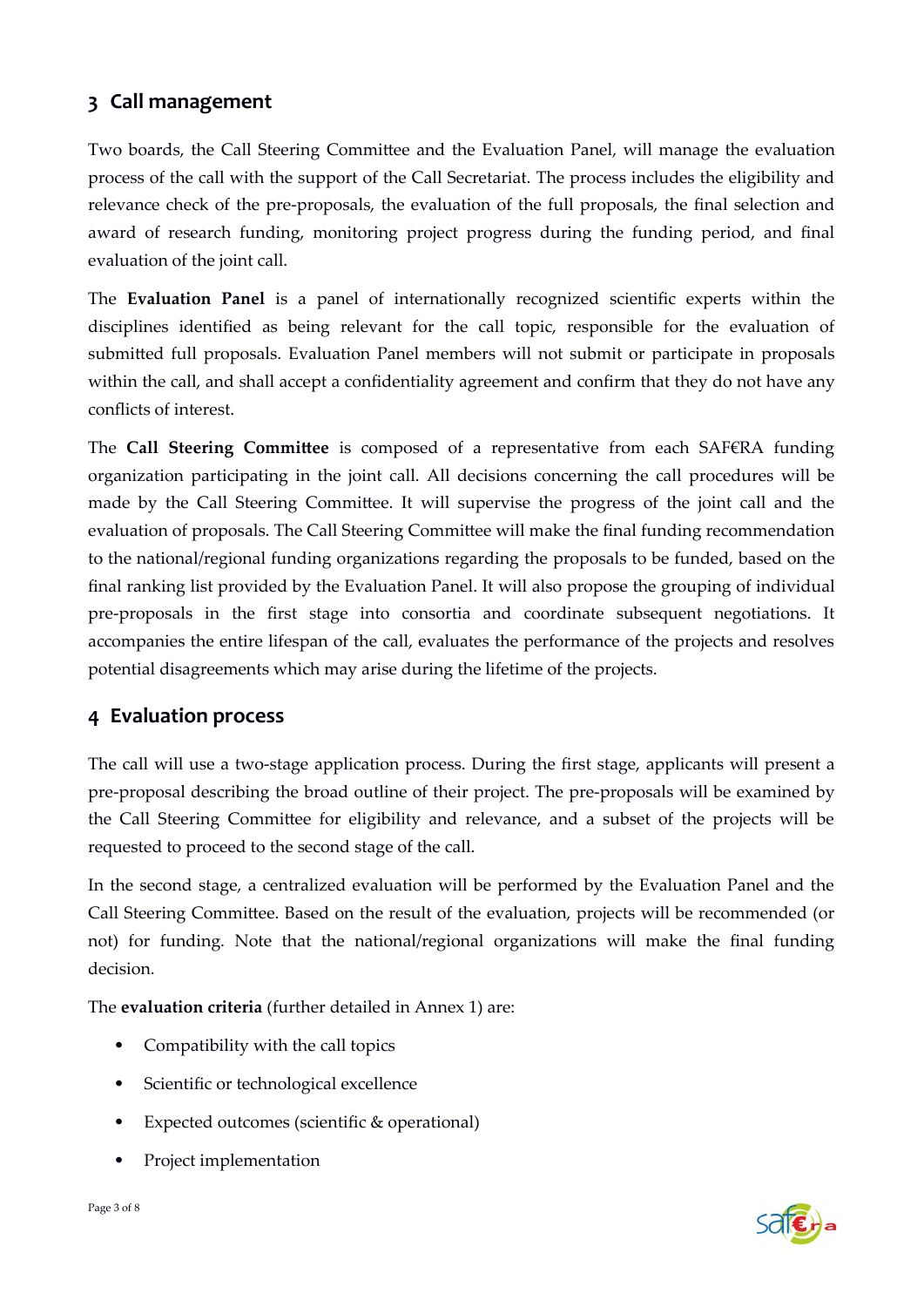## 3 Call management

Two boards, the Call Steering Committee and the Evaluation Panel, will manage the evaluation process of the call with the support of the Call Secretariat. The process includes the eligibility and relevance check of the pre-proposals, the evaluation of the full proposals, the final selection and award of research funding, monitoring project progress during the funding period, and final evaluation of the joint call.

The **Evaluation Panel** is a panel of internationally recognized scientific experts within the disciplines identified as being relevant for the call topic, responsible for the evaluation of submitted full proposals. Evaluation Panel members will not submit or participate in proposals within the call, and shall accept a confidentiality agreement and confirm that they do not have any conflicts of interest.

The **Call Steering Committee** is composed of a representative from each SAF€RA funding organization participating in the joint call. All decisions concerning the call procedures will be made by the Call Steering Committee. It will supervise the progress of the joint call and the evaluation of proposals. The Call Steering Committee will make the final funding recommendation to the national/regional funding organizations regarding the proposals to be funded, based on the final ranking list provided by the Evaluation Panel. It will also propose the grouping of individual pre-proposals in the first stage into consortia and coordinate subsequent negotiations. It accompanies the entire lifespan of the call, evaluates the performance of the projects and resolves potential disagreements which may arise during the lifetime of the projects.

## 4 Evaluation process

The call will use a two-stage application process. During the first stage, applicants will present a pre-proposal describing the broad outline of their project. The pre-proposals will be examined by the Call Steering Committee for eligibility and relevance, and a subset of the projects will be requested to proceed to the second stage of the call.

In the second stage, a centralized evaluation will be performed by the Evaluation Panel and the Call Steering Committee. Based on the result of the evaluation, projects will be recommended (or not) for funding. Note that the national/regional organizations will make the final funding decision.

The **evaluation criteria** (further detailed in Annex 1) are:

- Compatibility with the call topics
- Scientific or technological excellence
- Expected outcomes (scientific & operational)
- Project implementation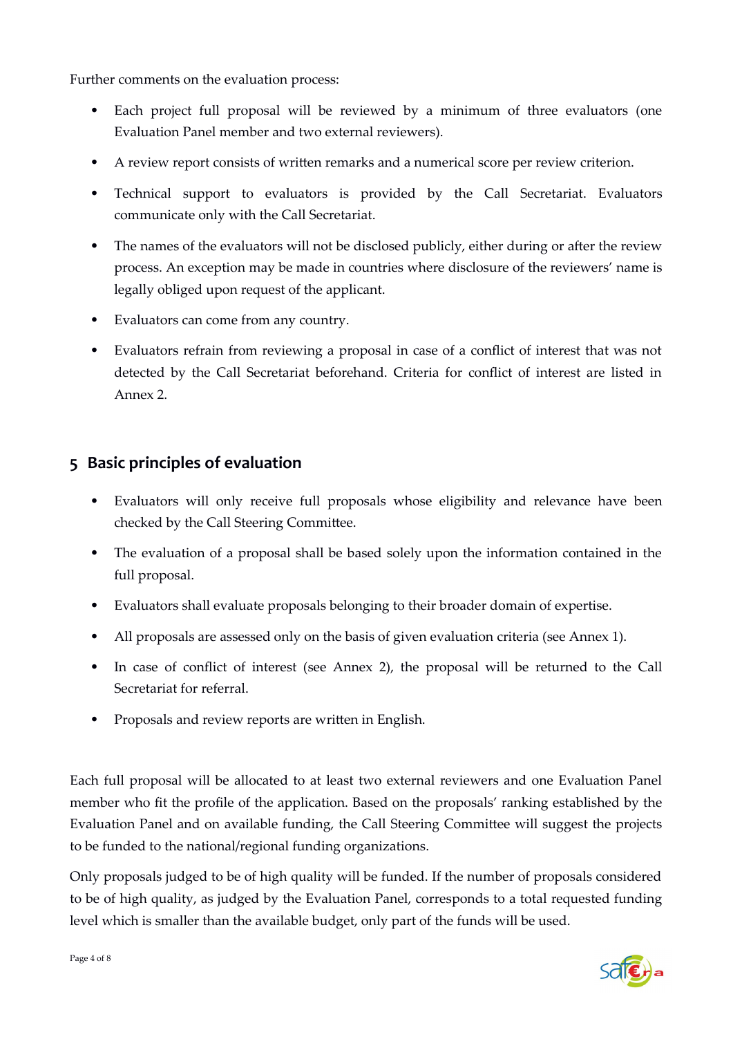Further comments on the evaluation process:

- Each project full proposal will be reviewed by a minimum of three evaluators (one Evaluation Panel member and two external reviewers).
- A review report consists of written remarks and a numerical score per review criterion.
- Technical support to evaluators is provided by the Call Secretariat. Evaluators communicate only with the Call Secretariat.
- The names of the evaluators will not be disclosed publicly, either during or after the review process. An exception may be made in countries where disclosure of the reviewers' name is legally obliged upon request of the applicant.
- Evaluators can come from any country.
- Evaluators refrain from reviewing a proposal in case of a conflict of interest that was not detected by the Call Secretariat beforehand. Criteria for conflict of interest are listed in Annex 2.

## 5 Basic principles of evaluation

- Evaluators will only receive full proposals whose eligibility and relevance have been checked by the Call Steering Committee.
- The evaluation of a proposal shall be based solely upon the information contained in the full proposal.
- Evaluators shall evaluate proposals belonging to their broader domain of expertise.
- All proposals are assessed only on the basis of given evaluation criteria (see Annex 1).
- In case of conflict of interest (see Annex 2), the proposal will be returned to the Call Secretariat for referral.
- Proposals and review reports are written in English.

Each full proposal will be allocated to at least two external reviewers and one Evaluation Panel member who fit the profile of the application. Based on the proposals' ranking established by the Evaluation Panel and on available funding, the Call Steering Committee will suggest the projects to be funded to the national/regional funding organizations.

Only proposals judged to be of high quality will be funded. If the number of proposals considered to be of high quality, as judged by the Evaluation Panel, corresponds to a total requested funding level which is smaller than the available budget, only part of the funds will be used.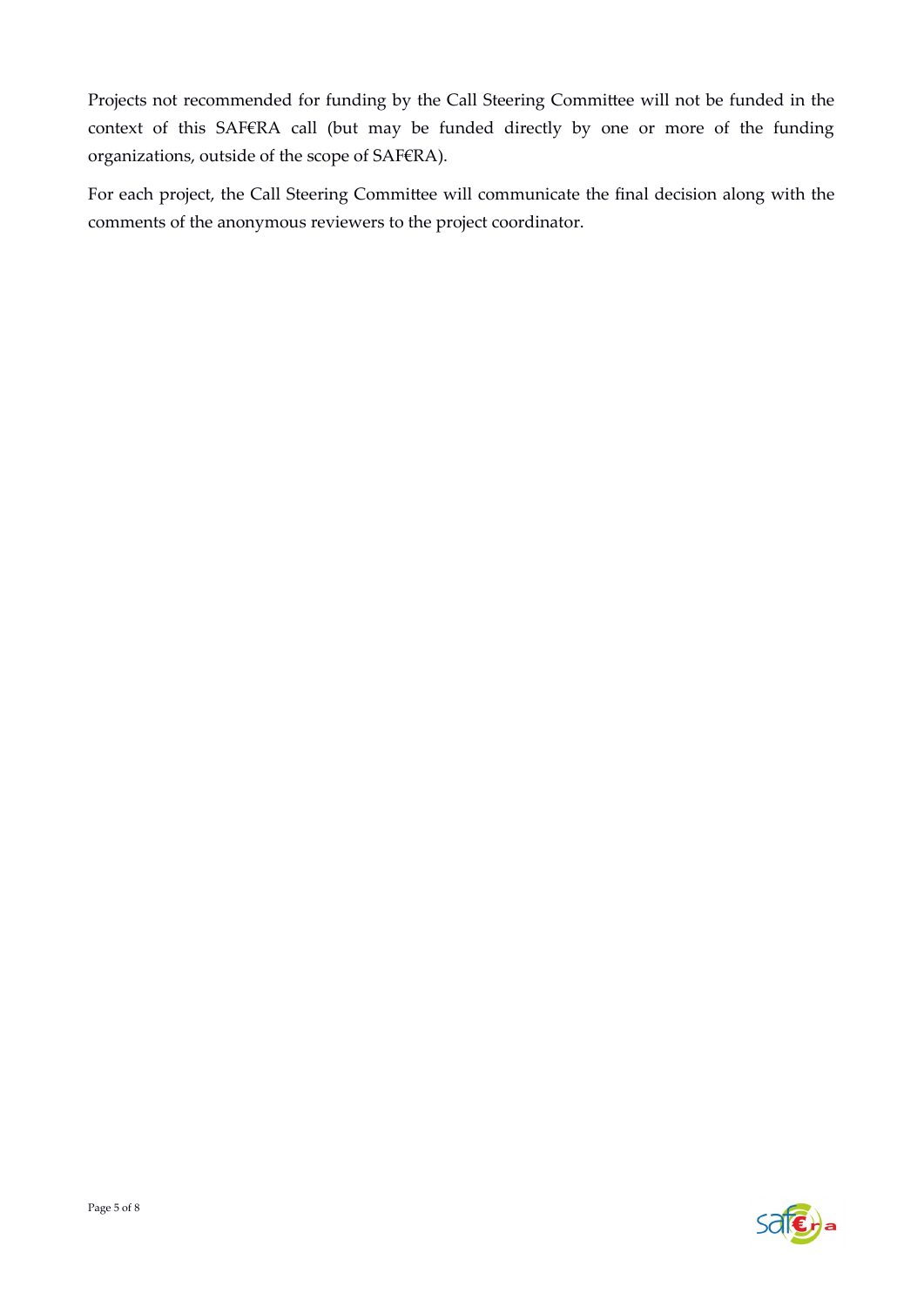Projects not recommended for funding by the Call Steering Committee will not be funded in the context of this SAF€RA call (but may be funded directly by one or more of the funding organizations, outside of the scope of SAF€RA).

For each project, the Call Steering Committee will communicate the final decision along with the comments of the anonymous reviewers to the project coordinator.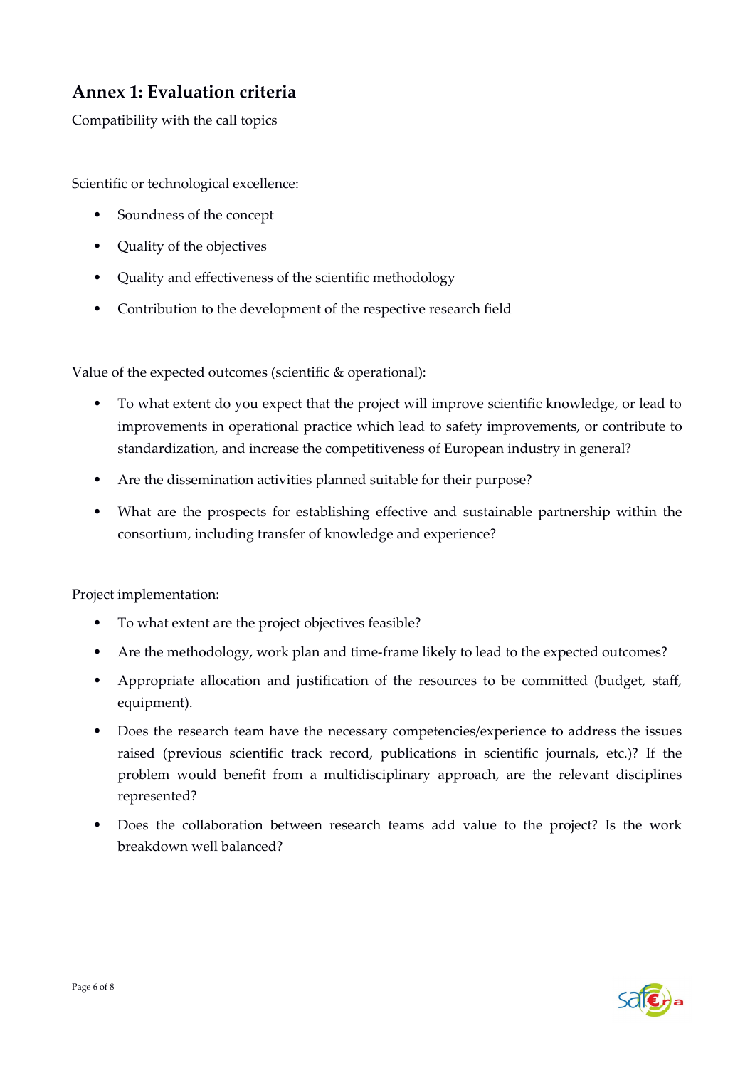## Annex 1: Evaluation criteria

Compatibility with the call topics

Scientific or technological excellence:

- Soundness of the concept
- Quality of the objectives
- Quality and effectiveness of the scientific methodology
- Contribution to the development of the respective research field

Value of the expected outcomes (scientific & operational):

- To what extent do you expect that the project will improve scientific knowledge, or lead to improvements in operational practice which lead to safety improvements, or contribute to standardization, and increase the competitiveness of European industry in general?
- Are the dissemination activities planned suitable for their purpose?
- What are the prospects for establishing effective and sustainable partnership within the consortium, including transfer of knowledge and experience?

Project implementation:

- To what extent are the project objectives feasible?
- Are the methodology, work plan and time-frame likely to lead to the expected outcomes?
- Appropriate allocation and justification of the resources to be committed (budget, staff, equipment).
- Does the research team have the necessary competencies/experience to address the issues raised (previous scientific track record, publications in scientific journals, etc.)? If the problem would benefit from a multidisciplinary approach, are the relevant disciplines represented?
- Does the collaboration between research teams add value to the project? Is the work breakdown well balanced?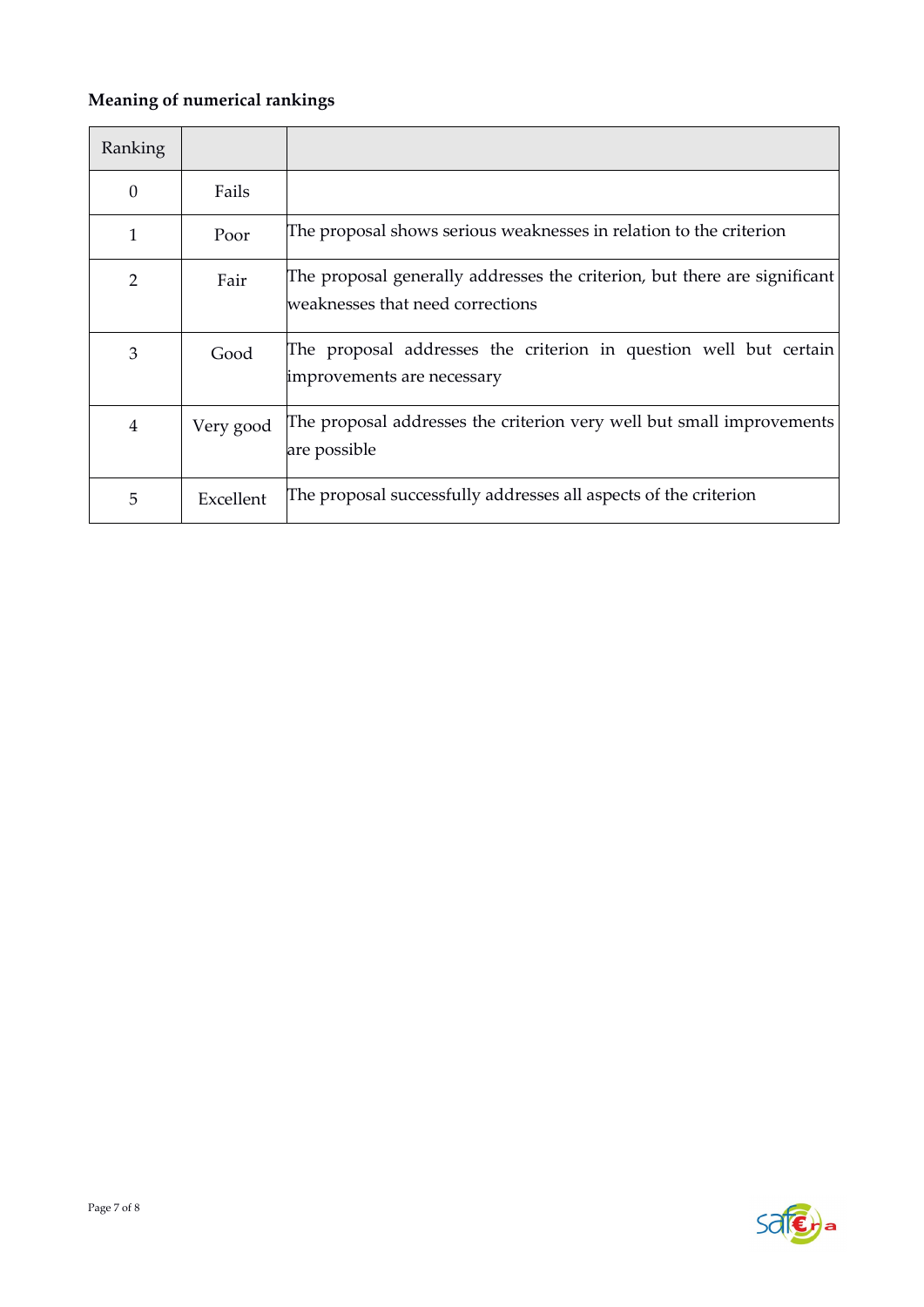**Meaning of numerical rankings**

| Ranking | | |
|---|---|---|
| 0 | Fails | |
| 1 | Poor | The proposal shows serious weaknesses in relation to the criterion |
| 2 | Fair | The proposal generally addresses the criterion, but there are significant weaknesses that need corrections |
| 3 | Good | The proposal addresses the criterion in question well but certain improvements are necessary |
| 4 | Very good | The proposal addresses the criterion very well but small improvements are possible |
| 5 | Excellent | The proposal successfully addresses all aspects of the criterion |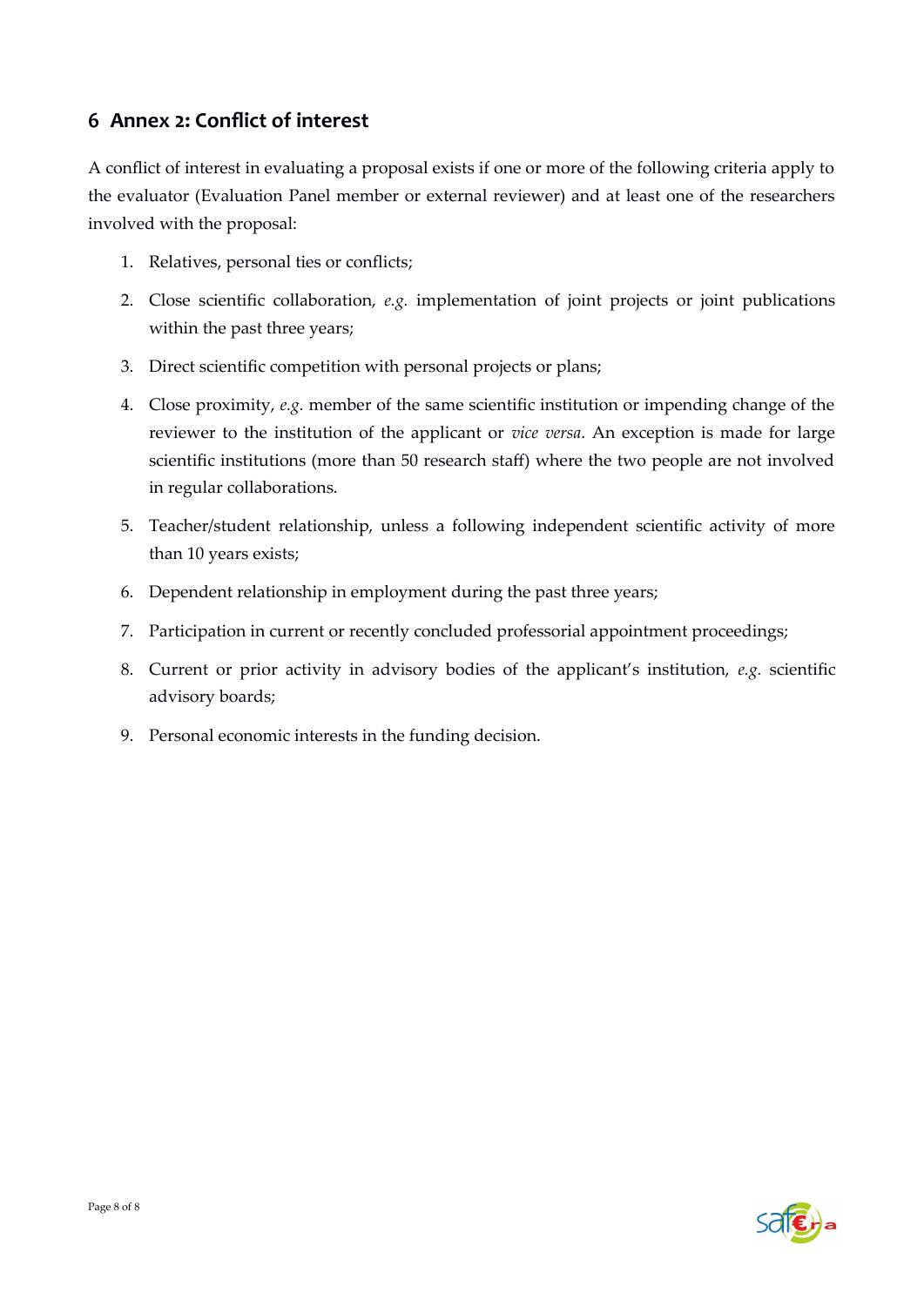## 6 Annex 2: Conflict of interest

A conflict of interest in evaluating a proposal exists if one or more of the following criteria apply to the evaluator (Evaluation Panel member or external reviewer) and at least one of the researchers involved with the proposal:

1. Relatives, personal ties or conflicts;
2. Close scientific collaboration, *e.g.* implementation of joint projects or joint publications within the past three years;
3. Direct scientific competition with personal projects or plans;
4. Close proximity, *e.g.* member of the same scientific institution or impending change of the reviewer to the institution of the applicant or *vice versa*. An exception is made for large scientific institutions (more than 50 research staff) where the two people are not involved in regular collaborations.
5. Teacher/student relationship, unless a following independent scientific activity of more than 10 years exists;
6. Dependent relationship in employment during the past three years;
7. Participation in current or recently concluded professorial appointment proceedings;
8. Current or prior activity in advisory bodies of the applicant's institution, *e.g.* scientific advisory boards;
9. Personal economic interests in the funding decision.